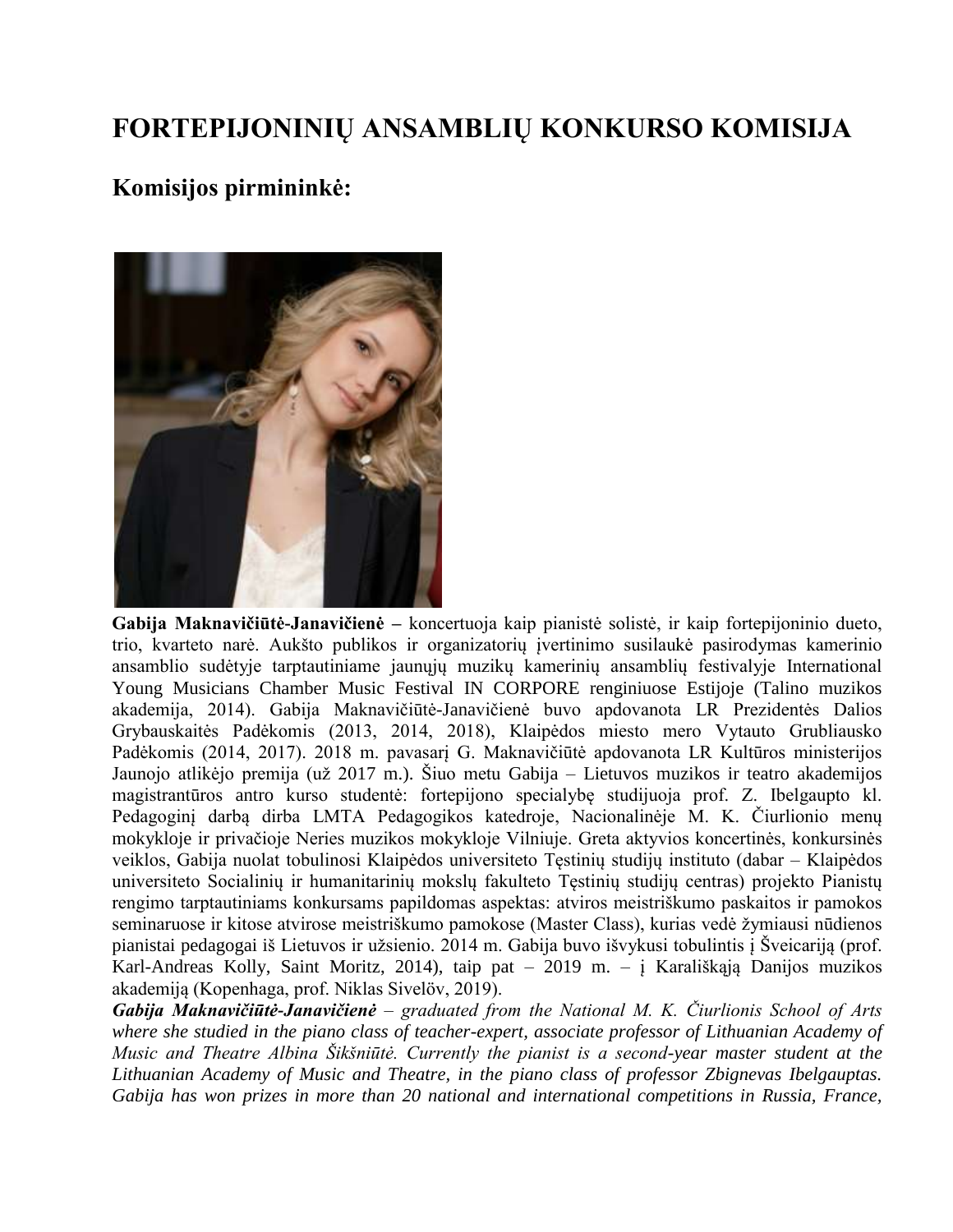# FORTEPIJONINIŲ ANSAMBLIŲ KONKURSO KOMISIJA

## Komisijos pirmininkė:

**Gabija Maknavičiūtė-Janavičienė –** koncertuoja kaip pianistė solistė, ir kaip fortepijoninio dueto, trio, kvarteto narė. Aukšto publikos ir organizatorių įvertinimo susilaukė pasirodymas kamerinio ansamblio sudėtyje tarptautiniame jaunųjų muzikų kamerinių ansamblių festivalyje International Young Musicians Chamber Music Festival IN CORPORE renginiuose Estijoje (Talino muzikos akademija, 2014). Gabija Maknavičiūtė-Janavičienė buvo apdovanota LR Prezidentės Dalios Grybauskaitės Padėkomis (2013, 2014, 2018), Klaipėdos miesto mero Vytauto Grubliausko Padėkomis (2014, 2017). 2018 m. pavasarį G. Maknavičiūtė apdovanota LR Kultūros ministerijos Jaunojo atlikėjo premija (už 2017 m.). Šiuo metu Gabija – Lietuvos muzikos ir teatro akademijos magistrantūros antro kurso studentė: fortepijono specialybę studijuoja prof. Z. Ibelgaupto kl. Pedagoginį darbą dirba LMTA Pedagogikos katedroje, Nacionalinėje M. K. Čiurlionio menų mokykloje ir privačioje Neries muzikos mokykloje Vilniuje. Greta aktyvios koncertinės, konkursinės veiklos, Gabija nuolat tobulinosi Klaipėdos universiteto Tęstinių studijų instituto (dabar – Klaipėdos universiteto Socialinių ir humanitarinių mokslų fakulteto Tęstinių studijų centras) projekto Pianistų rengimo tarptautiniams konkursams papildomas aspektas: atviros meistriškumo paskaitos ir pamokos seminaruose ir kitose atvirose meistriškumo pamokose (Master Class), kurias vedė žymiausi nūdienos pianistai pedagogai iš Lietuvos ir užsienio. 2014 m. Gabija buvo išvykusi tobulintis į Šveicariją (prof. Karl-Andreas Kolly, Saint Moritz, 2014), taip pat – 2019 m. – į Karališkąją Danijos muzikos akademiją (Kopenhaga, prof. Niklas Sivelöv, 2019).

***Gabija Maknavičiūtė-Janavičienė*** *– graduated from the National M. K. Čiurlionis School of Arts where she studied in the piano class of teacher-expert, associate professor of Lithuanian Academy of Music and Theatre Albina Šikšniūtė. Currently the pianist is a second-year master student at the Lithuanian Academy of Music and Theatre, in the piano class of professor Zbignevas Ibelgauptas. Gabija has won prizes in more than 20 national and international competitions in Russia, France,*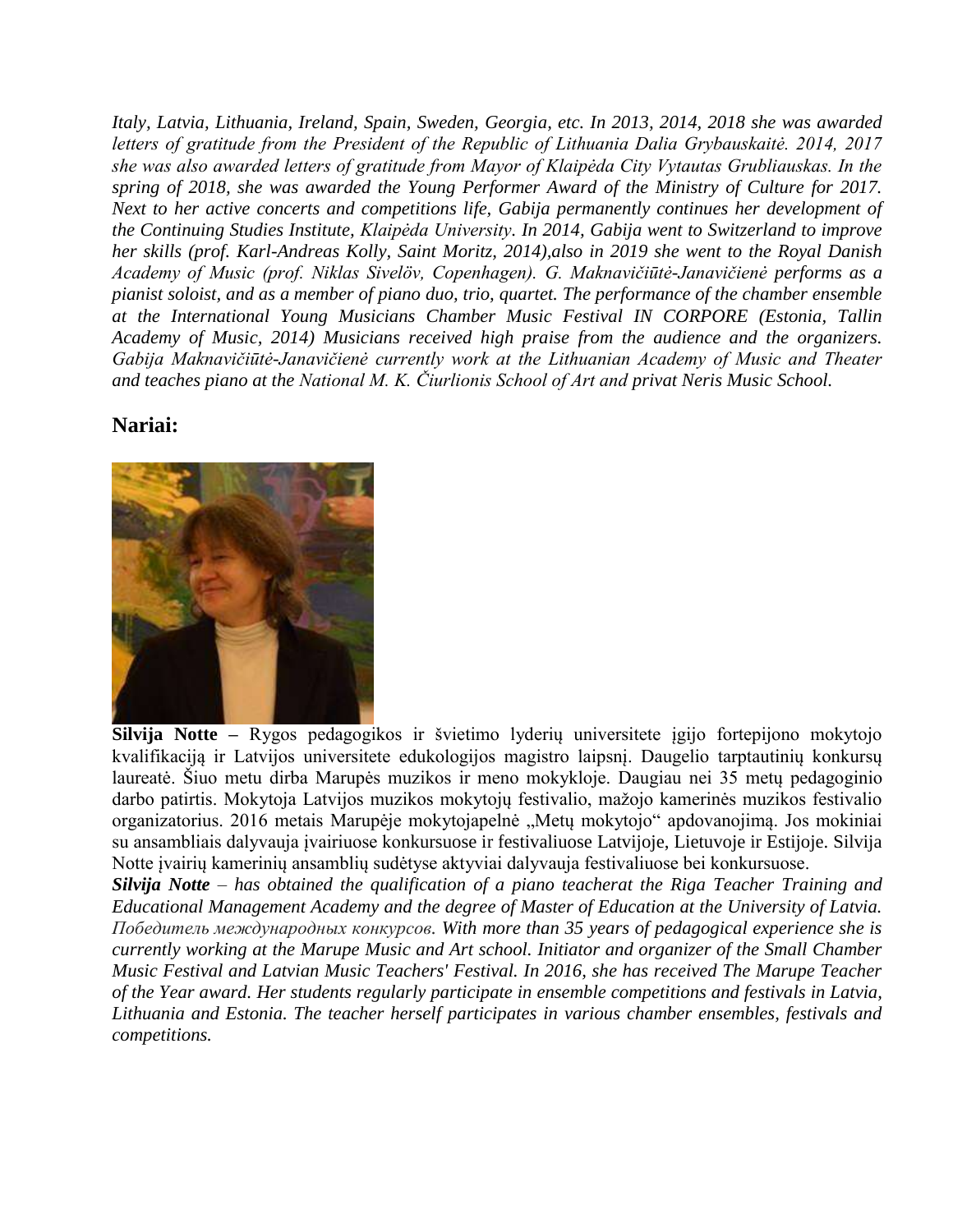*Italy, Latvia, Lithuania, Ireland, Spain, Sweden, Georgia, etc. In 2013, 2014, 2018 she was awarded letters of gratitude from the President of the Republic of Lithuania Dalia Grybauskaitė. 2014, 2017 she was also awarded letters of gratitude from Mayor of Klaipėda City Vytautas Grubliauskas. In the spring of 2018, she was awarded the Young Performer Award of the Ministry of Culture for 2017. Next to her active concerts and competitions life, Gabija permanently continues her development of the Continuing Studies Institute, Klaipėda University. In 2014, Gabija went to Switzerland to improve her skills (prof. Karl-Andreas Kolly, Saint Moritz, 2014),also in 2019 she went to the Royal Danish Academy of Music (prof. Niklas Sivelöv, Copenhagen). G. Maknavičiūtė-Janavičienė performs as a pianist soloist, and as a member of piano duo, trio, quartet. The performance of the chamber ensemble at the International Young Musicians Chamber Music Festival IN CORPORE (Estonia, Tallin Academy of Music, 2014) Musicians received high praise from the audience and the organizers. Gabija Maknavičiūtė-Janavičienė currently work at the Lithuanian Academy of Music and Theater and teaches piano at the National M. K. Čiurlionis School of Art and privat Neris Music School.*

## Nariai:

**Silvija Notte –** Rygos pedagogikos ir švietimo lyderių universitete įgijo fortepijono mokytojo kvalifikaciją ir Latvijos universitete edukologijos magistro laipsnį. Daugelio tarptautinių konkursų laureatė. Šiuo metu dirba Marupės muzikos ir meno mokykloje. Daugiau nei 35 metų pedagoginio darbo patirtis. Mokytoja Latvijos muzikos mokytojų festivalio, mažojo kamerinės muzikos festivalio organizatorius. 2016 metais Marupėje mokytojapelnė „Metų mokytojo" apdovanojimą. Jos mokiniai su ansambliais dalyvauja įvairiuose konkursuose ir festivaliuose Latvijoje, Lietuvoje ir Estijoje. Silvija Notte įvairių kamerinių ansamblių sudėtyse aktyviai dalyvauja festivaliuose bei konkursuose.

***Silvija Notte*** *– has obtained the qualification of a piano teacherat the Riga Teacher Training and Educational Management Academy and the degree of Master of Education at the University of Latvia. Победитель международных конкурсов. With more than 35 years of pedagogical experience she is currently working at the Marupe Music and Art school. Initiator and organizer of the Small Chamber Music Festival and Latvian Music Teachers' Festival. In 2016, she has received The Marupe Teacher of the Year award. Her students regularly participate in ensemble competitions and festivals in Latvia, Lithuania and Estonia. The teacher herself participates in various chamber ensembles, festivals and competitions.*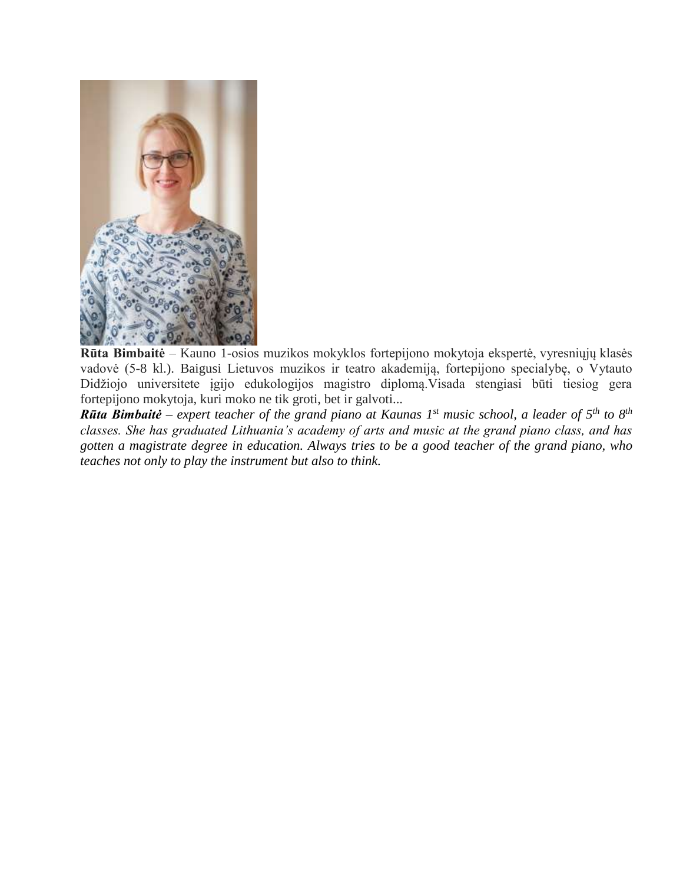**Rūta Bimbaitė** – Kauno 1-osios muzikos mokyklos fortepijono mokytoja ekspertė, vyresniųjų klasės vadovė (5-8 kl.). Baigusi Lietuvos muzikos ir teatro akademiją, fortepijono specialybę, o Vytauto Didžiojo universitete įgijo edukologijos magistro diplomą.Visada stengiasi būti tiesiog gera fortepijono mokytoja, kuri moko ne tik groti, bet ir galvoti...

***Rūta Bimbaitė*** *– expert teacher of the grand piano at Kaunas 1st music school, a leader of 5th to 8th classes. She has graduated Lithuania's academy of arts and music at the grand piano class, and has gotten a magistrate degree in education. Always tries to be a good teacher of the grand piano, who teaches not only to play the instrument but also to think.*